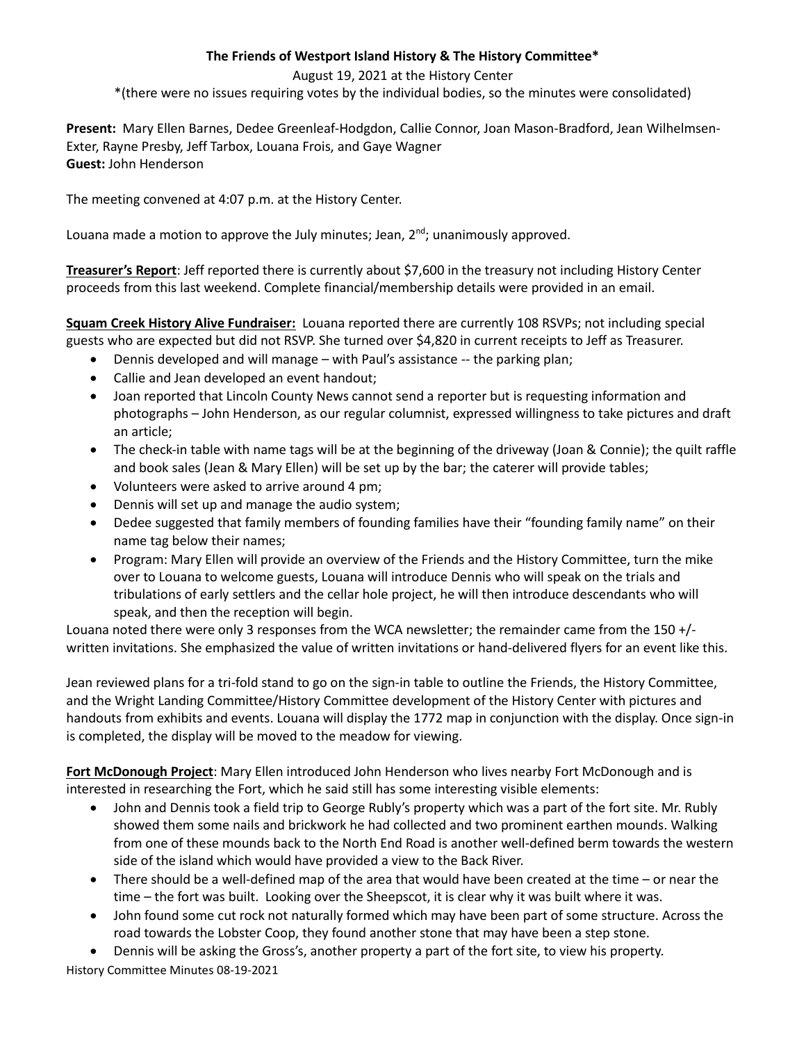**The Friends of Westport Island History & The History Committee***

August 19, 2021 at the History Center

*(there were no issues requiring votes by the individual bodies, so the minutes were consolidated)

**Present:** Mary Ellen Barnes, Dedee Greenleaf-Hodgdon, Callie Connor, Joan Mason-Bradford, Jean Wilhelmsen-Exter, Rayne Presby, Jeff Tarbox, Louana Frois, and Gaye Wagner
**Guest:** John Henderson

The meeting convened at 4:07 p.m. at the History Center.

Louana made a motion to approve the July minutes; Jean, 2nd; unanimously approved.

**Treasurer's Report**: Jeff reported there is currently about $7,600 in the treasury not including History Center proceeds from this last weekend. Complete financial/membership details were provided in an email.

**Squam Creek History Alive Fundraiser:** Louana reported there are currently 108 RSVPs; not including special guests who are expected but did not RSVP. She turned over $4,820 in current receipts to Jeff as Treasurer.

- Dennis developed and will manage – with Paul's assistance -- the parking plan;
- Callie and Jean developed an event handout;
- Joan reported that Lincoln County News cannot send a reporter but is requesting information and photographs – John Henderson, as our regular columnist, expressed willingness to take pictures and draft an article;
- The check-in table with name tags will be at the beginning of the driveway (Joan & Connie); the quilt raffle and book sales (Jean & Mary Ellen) will be set up by the bar; the caterer will provide tables;
- Volunteers were asked to arrive around 4 pm;
- Dennis will set up and manage the audio system;
- Dedee suggested that family members of founding families have their "founding family name" on their name tag below their names;
- Program: Mary Ellen will provide an overview of the Friends and the History Committee, turn the mike over to Louana to welcome guests, Louana will introduce Dennis who will speak on the trials and tribulations of early settlers and the cellar hole project, he will then introduce descendants who will speak, and then the reception will begin.

Louana noted there were only 3 responses from the WCA newsletter; the remainder came from the 150 +/- written invitations. She emphasized the value of written invitations or hand-delivered flyers for an event like this.

Jean reviewed plans for a tri-fold stand to go on the sign-in table to outline the Friends, the History Committee, and the Wright Landing Committee/History Committee development of the History Center with pictures and handouts from exhibits and events. Louana will display the 1772 map in conjunction with the display. Once sign-in is completed, the display will be moved to the meadow for viewing.

**Fort McDonough Project**: Mary Ellen introduced John Henderson who lives nearby Fort McDonough and is interested in researching the Fort, which he said still has some interesting visible elements:

- John and Dennis took a field trip to George Rubly's property which was a part of the fort site. Mr. Rubly showed them some nails and brickwork he had collected and two prominent earthen mounds. Walking from one of these mounds back to the North End Road is another well-defined berm towards the western side of the island which would have provided a view to the Back River.
- There should be a well-defined map of the area that would have been created at the time – or near the time – the fort was built. Looking over the Sheepscot, it is clear why it was built where it was.
- John found some cut rock not naturally formed which may have been part of some structure. Across the road towards the Lobster Coop, they found another stone that may have been a step stone.
- Dennis will be asking the Gross's, another property a part of the fort site, to view his property.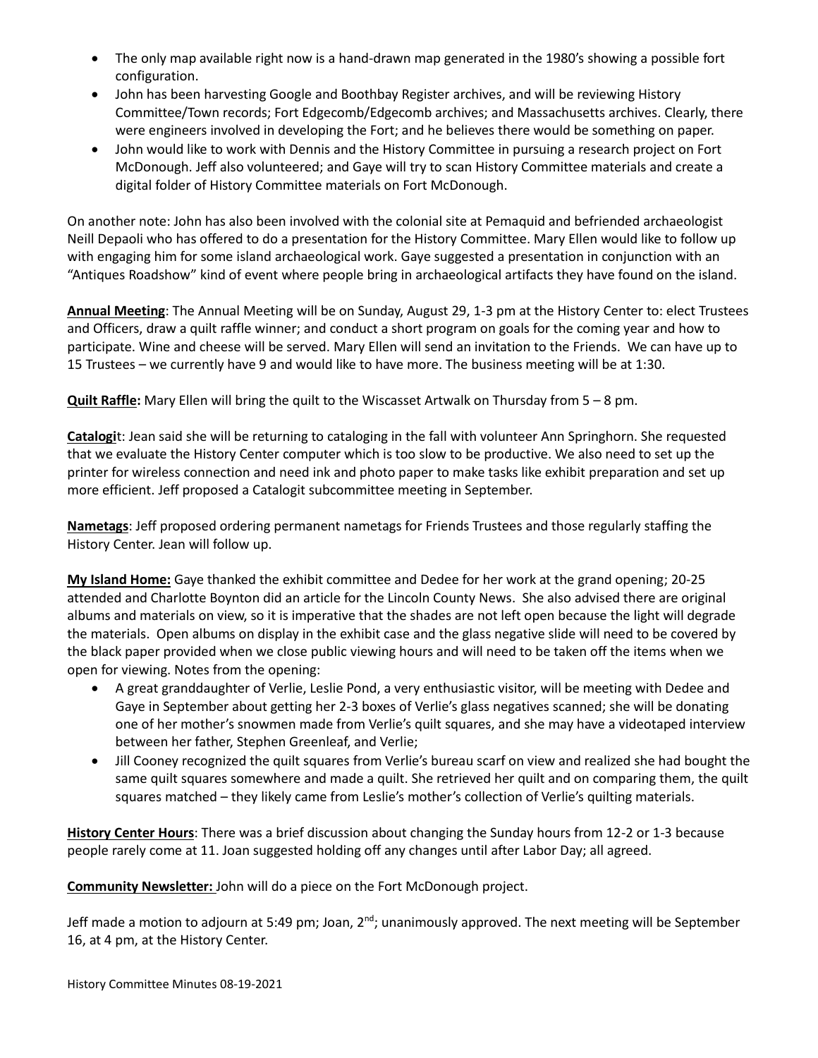- The only map available right now is a hand-drawn map generated in the 1980's showing a possible fort configuration.
- John has been harvesting Google and Boothbay Register archives, and will be reviewing History Committee/Town records; Fort Edgecomb/Edgecomb archives; and Massachusetts archives. Clearly, there were engineers involved in developing the Fort; and he believes there would be something on paper.
- John would like to work with Dennis and the History Committee in pursuing a research project on Fort McDonough. Jeff also volunteered; and Gaye will try to scan History Committee materials and create a digital folder of History Committee materials on Fort McDonough.

On another note: John has also been involved with the colonial site at Pemaquid and befriended archaeologist Neill Depaoli who has offered to do a presentation for the History Committee. Mary Ellen would like to follow up with engaging him for some island archaeological work. Gaye suggested a presentation in conjunction with an "Antiques Roadshow" kind of event where people bring in archaeological artifacts they have found on the island.

**Annual Meeting**: The Annual Meeting will be on Sunday, August 29, 1-3 pm at the History Center to: elect Trustees and Officers, draw a quilt raffle winner; and conduct a short program on goals for the coming year and how to participate. Wine and cheese will be served. Mary Ellen will send an invitation to the Friends. We can have up to 15 Trustees – we currently have 9 and would like to have more. The business meeting will be at 1:30.

**Quilt Raffle:** Mary Ellen will bring the quilt to the Wiscasset Artwalk on Thursday from 5 – 8 pm.

**Catalogit**: Jean said she will be returning to cataloging in the fall with volunteer Ann Springhorn. She requested that we evaluate the History Center computer which is too slow to be productive. We also need to set up the printer for wireless connection and need ink and photo paper to make tasks like exhibit preparation and set up more efficient. Jeff proposed a Catalogit subcommittee meeting in September.

**Nametags**: Jeff proposed ordering permanent nametags for Friends Trustees and those regularly staffing the History Center. Jean will follow up.

**My Island Home:** Gaye thanked the exhibit committee and Dedee for her work at the grand opening; 20-25 attended and Charlotte Boynton did an article for the Lincoln County News. She also advised there are original albums and materials on view, so it is imperative that the shades are not left open because the light will degrade the materials. Open albums on display in the exhibit case and the glass negative slide will need to be covered by the black paper provided when we close public viewing hours and will need to be taken off the items when we open for viewing. Notes from the opening:

- A great granddaughter of Verlie, Leslie Pond, a very enthusiastic visitor, will be meeting with Dedee and Gaye in September about getting her 2-3 boxes of Verlie's glass negatives scanned; she will be donating one of her mother's snowmen made from Verlie's quilt squares, and she may have a videotaped interview between her father, Stephen Greenleaf, and Verlie;
- Jill Cooney recognized the quilt squares from Verlie's bureau scarf on view and realized she had bought the same quilt squares somewhere and made a quilt. She retrieved her quilt and on comparing them, the quilt squares matched – they likely came from Leslie's mother's collection of Verlie's quilting materials.

**History Center Hours**: There was a brief discussion about changing the Sunday hours from 12-2 or 1-3 because people rarely come at 11. Joan suggested holding off any changes until after Labor Day; all agreed.

**Community Newsletter:** John will do a piece on the Fort McDonough project.

Jeff made a motion to adjourn at 5:49 pm; Joan, 2nd; unanimously approved. The next meeting will be September 16, at 4 pm, at the History Center.